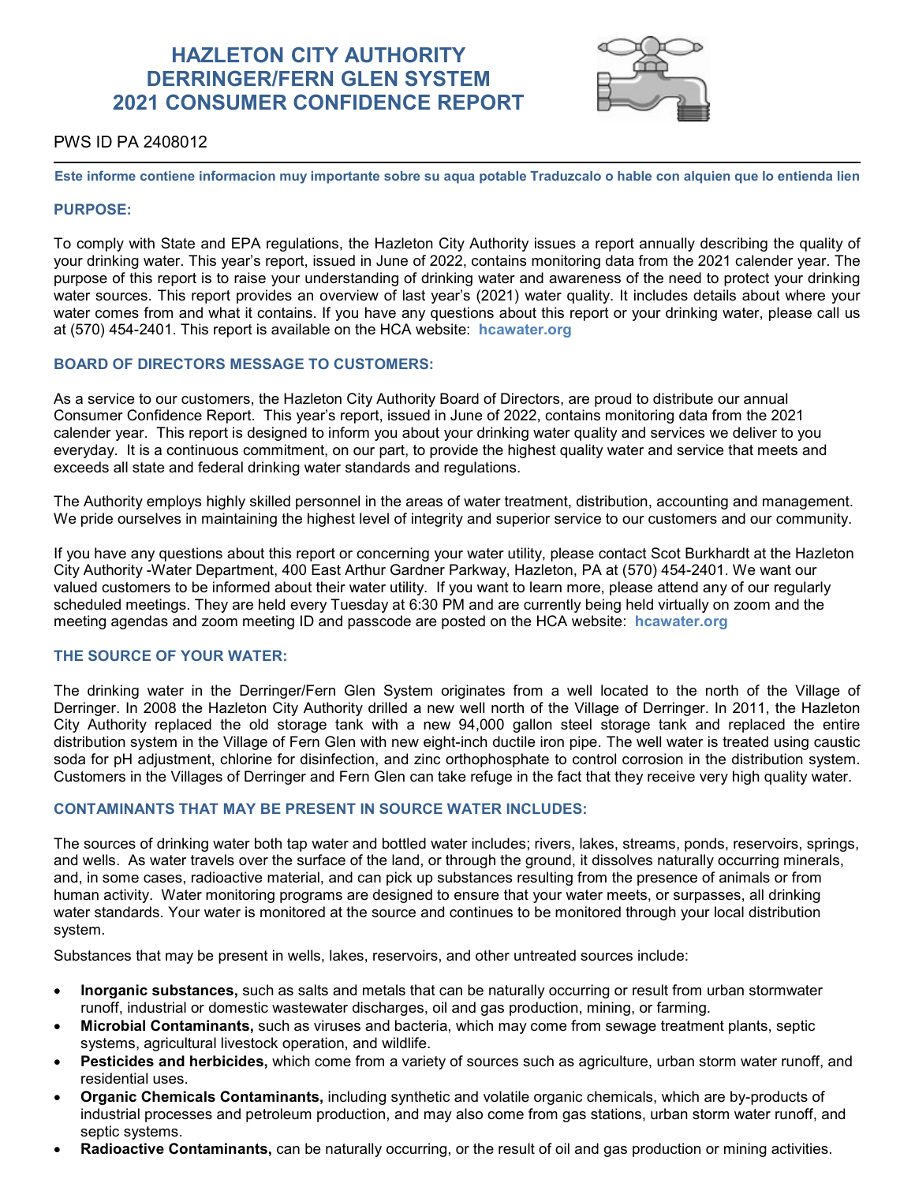# HAZLETON CITY AUTHORITY
# DERRINGER/FERN GLEN SYSTEM
# 2021 CONSUMER CONFIDENCE REPORT

PWS ID PA 2408012

**Este informe contiene informacion muy importante sobre su aqua potable Traduzcalo o hable con alquien que lo entienda lien**

## PURPOSE:

To comply with State and EPA regulations, the Hazleton City Authority issues a report annually describing the quality of your drinking water. This year's report, issued in June of 2022, contains monitoring data from the 2021 calender year. The purpose of this report is to raise your understanding of drinking water and awareness of the need to protect your drinking water sources. This report provides an overview of last year's (2021) water quality. It includes details about where your water comes from and what it contains. If you have any questions about this report or your drinking water, please call us at (570) 454-2401. This report is available on the HCA website: **hcawater.org**

## BOARD OF DIRECTORS MESSAGE TO CUSTOMERS:

As a service to our customers, the Hazleton City Authority Board of Directors, are proud to distribute our annual Consumer Confidence Report. This year's report, issued in June of 2022, contains monitoring data from the 2021 calender year. This report is designed to inform you about your drinking water quality and services we deliver to you everyday. It is a continuous commitment, on our part, to provide the highest quality water and service that meets and exceeds all state and federal drinking water standards and regulations.

The Authority employs highly skilled personnel in the areas of water treatment, distribution, accounting and management. We pride ourselves in maintaining the highest level of integrity and superior service to our customers and our community.

If you have any questions about this report or concerning your water utility, please contact Scot Burkhardt at the Hazleton City Authority -Water Department, 400 East Arthur Gardner Parkway, Hazleton, PA at (570) 454-2401. We want our valued customers to be informed about their water utility. If you want to learn more, please attend any of our regularly scheduled meetings. They are held every Tuesday at 6:30 PM and are currently being held virtually on zoom and the meeting agendas and zoom meeting ID and passcode are posted on the HCA website: **hcawater.org**

## THE SOURCE OF YOUR WATER:

The drinking water in the Derringer/Fern Glen System originates from a well located to the north of the Village of Derringer. In 2008 the Hazleton City Authority drilled a new well north of the Village of Derringer. In 2011, the Hazleton City Authority replaced the old storage tank with a new 94,000 gallon steel storage tank and replaced the entire distribution system in the Village of Fern Glen with new eight-inch ductile iron pipe. The well water is treated using caustic soda for pH adjustment, chlorine for disinfection, and zinc orthophosphate to control corrosion in the distribution system. Customers in the Villages of Derringer and Fern Glen can take refuge in the fact that they receive very high quality water.

## CONTAMINANTS THAT MAY BE PRESENT IN SOURCE WATER INCLUDES:

The sources of drinking water both tap water and bottled water includes; rivers, lakes, streams, ponds, reservoirs, springs, and wells. As water travels over the surface of the land, or through the ground, it dissolves naturally occurring minerals, and, in some cases, radioactive material, and can pick up substances resulting from the presence of animals or from human activity. Water monitoring programs are designed to ensure that your water meets, or surpasses, all drinking water standards. Your water is monitored at the source and continues to be monitored through your local distribution system.

Substances that may be present in wells, lakes, reservoirs, and other untreated sources include:

- **Inorganic substances,** such as salts and metals that can be naturally occurring or result from urban stormwater runoff, industrial or domestic wastewater discharges, oil and gas production, mining, or farming.
- **Microbial Contaminants,** such as viruses and bacteria, which may come from sewage treatment plants, septic systems, agricultural livestock operation, and wildlife.
- **Pesticides and herbicides,** which come from a variety of sources such as agriculture, urban storm water runoff, and residential uses.
- **Organic Chemicals Contaminants,** including synthetic and volatile organic chemicals, which are by-products of industrial processes and petroleum production, and may also come from gas stations, urban storm water runoff, and septic systems.
- **Radioactive Contaminants,** can be naturally occurring, or the result of oil and gas production or mining activities.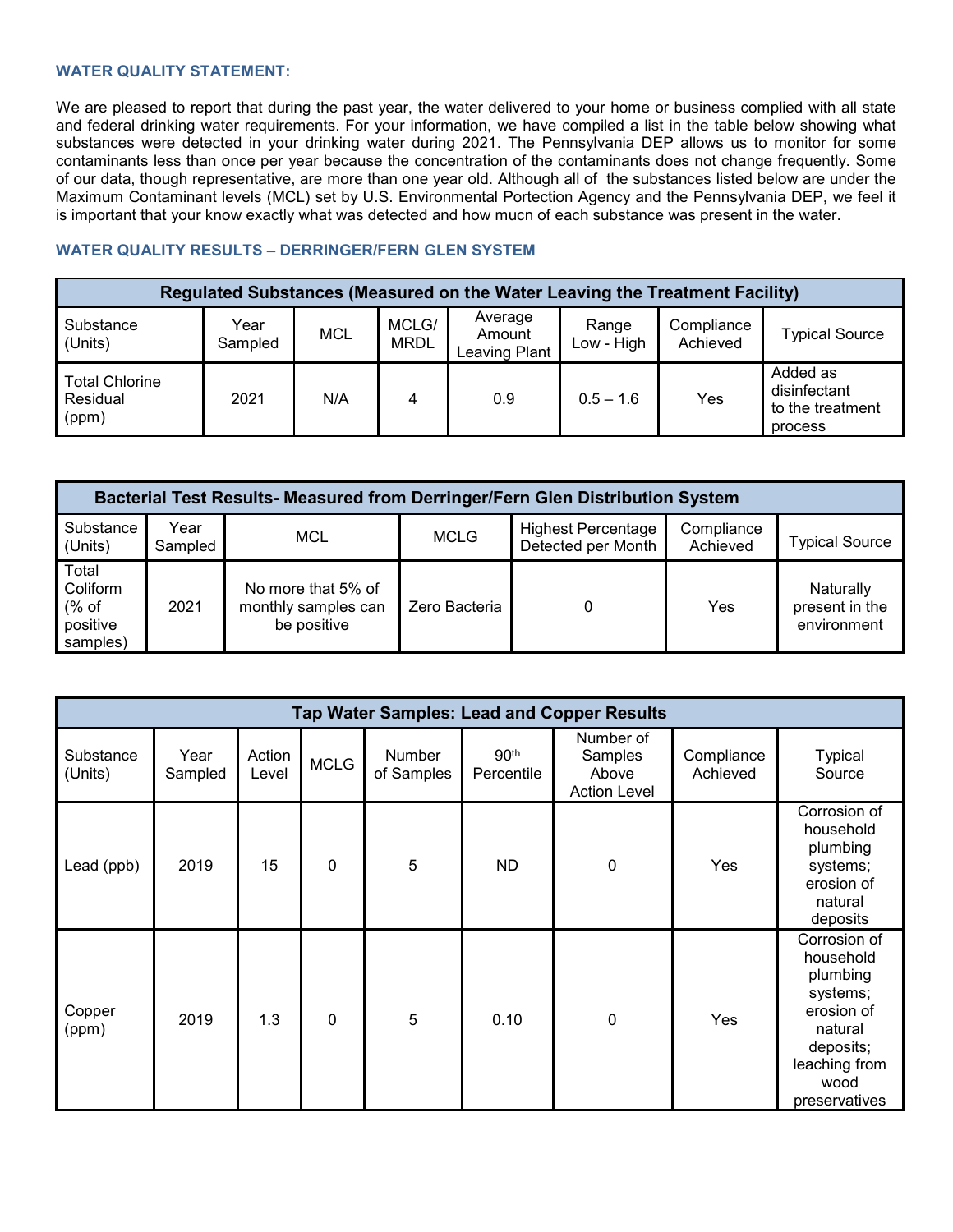### WATER QUALITY STATEMENT:

We are pleased to report that during the past year, the water delivered to your home or business complied with all state and federal drinking water requirements. For your information, we have compiled a list in the table below showing what substances were detected in your drinking water during 2021. The Pennsylvania DEP allows us to monitor for some contaminants less than once per year because the concentration of the contaminants does not change frequently. Some of our data, though representative, are more than one year old. Although all of the substances listed below are under the Maximum Contaminant levels (MCL) set by U.S. Environmental Portection Agency and the Pennsylvania DEP, we feel it is important that your know exactly what was detected and how mucn of each substance was present in the water.

### WATER QUALITY RESULTS – DERRINGER/FERN GLEN SYSTEM

| Regulated Substances (Measured on the Water Leaving the Treatment Facility) | | | | | | | |
|---|---|---|---|---|---|---|---|
| Substance (Units) | Year Sampled | MCL | MCLG/ MRDL | Average Amount Leaving Plant | Range Low - High | Compliance Achieved | Typical Source |
| Total Chlorine Residual (ppm) | 2021 | N/A | 4 | 0.9 | 0.5 – 1.6 | Yes | Added as disinfectant to the treatment process |

| Bacterial Test Results- Measured from Derringer/Fern Glen Distribution System | | | | | | |
|---|---|---|---|---|---|---|
| Substance (Units) | Year Sampled | MCL | MCLG | Highest Percentage Detected per Month | Compliance Achieved | Typical Source |
| Total Coliform (% of positive samples) | 2021 | No more that 5% of monthly samples can be positive | Zero Bacteria | 0 | Yes | Naturally present in the environment |

| Tap Water Samples: Lead and Copper Results | | | | | | | | |
|---|---|---|---|---|---|---|---|---|
| Substance (Units) | Year Sampled | Action Level | MCLG | Number of Samples | 90th Percentile | Number of Samples Above Action Level | Compliance Achieved | Typical Source |
| Lead (ppb) | 2019 | 15 | 0 | 5 | ND | 0 | Yes | Corrosion of household plumbing systems; erosion of natural deposits |
| Copper (ppm) | 2019 | 1.3 | 0 | 5 | 0.10 | 0 | Yes | Corrosion of household plumbing systems; erosion of natural deposits; leaching from wood preservatives |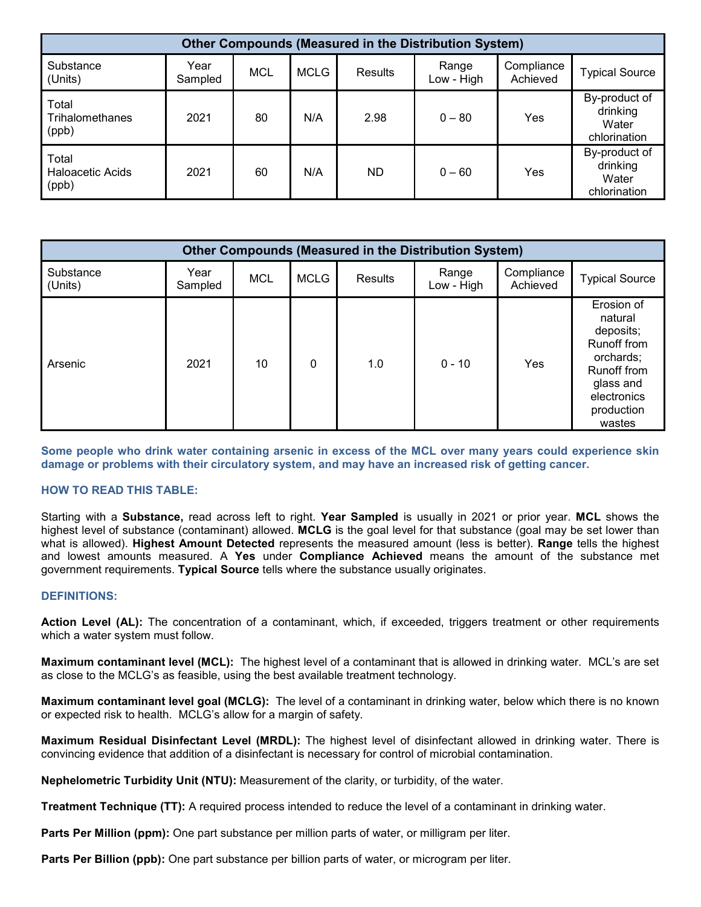| Other Compounds (Measured in the Distribution System) | | | | | | | |
|---|---|---|---|---|---|---|---|
| Substance (Units) | Year Sampled | MCL | MCLG | Results | Range Low - High | Compliance Achieved | Typical Source |
| Total Trihalomethanes (ppb) | 2021 | 80 | N/A | 2.98 | 0 – 80 | Yes | By-product of drinking Water chlorination |
| Total Haloacetic Acids (ppb) | 2021 | 60 | N/A | ND | 0 – 60 | Yes | By-product of drinking Water chlorination |

| Other Compounds (Measured in the Distribution System) | | | | | | | |
|---|---|---|---|---|---|---|---|
| Substance (Units) | Year Sampled | MCL | MCLG | Results | Range Low - High | Compliance Achieved | Typical Source |
| Arsenic | 2021 | 10 | 0 | 1.0 | 0 - 10 | Yes | Erosion of natural deposits; Runoff from orchards; Runoff from glass and electronics production wastes |

**Some people who drink water containing arsenic in excess of the MCL over many years could experience skin damage or problems with their circulatory system, and may have an increased risk of getting cancer.**

### HOW TO READ THIS TABLE:

Starting with a **Substance,** read across left to right. **Year Sampled** is usually in 2021 or prior year. **MCL** shows the highest level of substance (contaminant) allowed. **MCLG** is the goal level for that substance (goal may be set lower than what is allowed). **Highest Amount Detected** represents the measured amount (less is better). **Range** tells the highest and lowest amounts measured. A **Yes** under **Compliance Achieved** means the amount of the substance met government requirements. **Typical Source** tells where the substance usually originates.

### DEFINITIONS:

**Action Level (AL):** The concentration of a contaminant, which, if exceeded, triggers treatment or other requirements which a water system must follow.

**Maximum contaminant level (MCL):** The highest level of a contaminant that is allowed in drinking water. MCL's are set as close to the MCLG's as feasible, using the best available treatment technology.

**Maximum contaminant level goal (MCLG):** The level of a contaminant in drinking water, below which there is no known or expected risk to health. MCLG's allow for a margin of safety.

**Maximum Residual Disinfectant Level (MRDL):** The highest level of disinfectant allowed in drinking water. There is convincing evidence that addition of a disinfectant is necessary for control of microbial contamination.

**Nephelometric Turbidity Unit (NTU):** Measurement of the clarity, or turbidity, of the water.

**Treatment Technique (TT):** A required process intended to reduce the level of a contaminant in drinking water.

**Parts Per Million (ppm):** One part substance per million parts of water, or milligram per liter.

**Parts Per Billion (ppb):** One part substance per billion parts of water, or microgram per liter.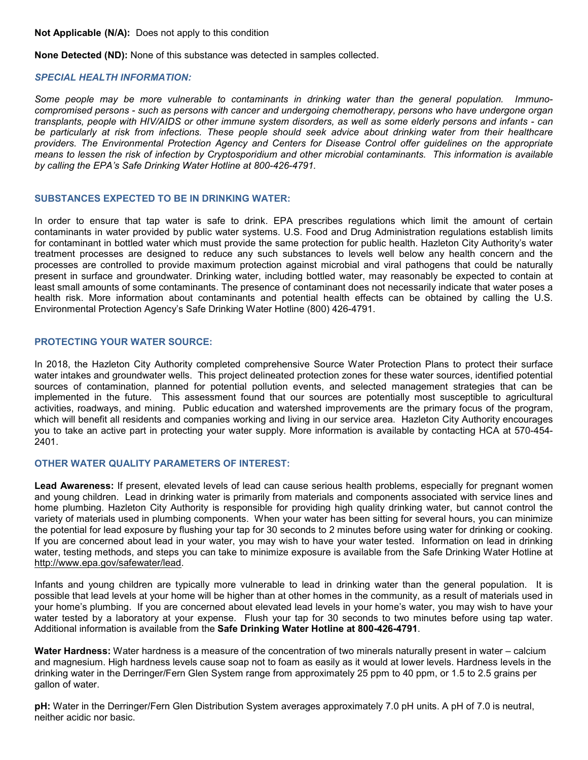**Not Applicable (N/A):** Does not apply to this condition

**None Detected (ND):** None of this substance was detected in samples collected.

### *SPECIAL HEALTH INFORMATION:*

*Some people may be more vulnerable to contaminants in drinking water than the general population. Immuno-compromised persons - such as persons with cancer and undergoing chemotherapy, persons who have undergone organ transplants, people with HIV/AIDS or other immune system disorders, as well as some elderly persons and infants - can be particularly at risk from infections. These people should seek advice about drinking water from their healthcare providers. The Environmental Protection Agency and Centers for Disease Control offer guidelines on the appropriate means to lessen the risk of infection by Cryptosporidium and other microbial contaminants. This information is available by calling the EPA's Safe Drinking Water Hotline at 800-426-4791.*

### SUBSTANCES EXPECTED TO BE IN DRINKING WATER:

In order to ensure that tap water is safe to drink. EPA prescribes regulations which limit the amount of certain contaminants in water provided by public water systems. U.S. Food and Drug Administration regulations establish limits for contaminant in bottled water which must provide the same protection for public health. Hazleton City Authority's water treatment processes are designed to reduce any such substances to levels well below any health concern and the processes are controlled to provide maximum protection against microbial and viral pathogens that could be naturally present in surface and groundwater. Drinking water, including bottled water, may reasonably be expected to contain at least small amounts of some contaminants. The presence of contaminant does not necessarily indicate that water poses a health risk. More information about contaminants and potential health effects can be obtained by calling the U.S. Environmental Protection Agency's Safe Drinking Water Hotline (800) 426-4791.

### PROTECTING YOUR WATER SOURCE:

In 2018, the Hazleton City Authority completed comprehensive Source Water Protection Plans to protect their surface water intakes and groundwater wells. This project delineated protection zones for these water sources, identified potential sources of contamination, planned for potential pollution events, and selected management strategies that can be implemented in the future. This assessment found that our sources are potentially most susceptible to agricultural activities, roadways, and mining. Public education and watershed improvements are the primary focus of the program, which will benefit all residents and companies working and living in our service area. Hazleton City Authority encourages you to take an active part in protecting your water supply. More information is available by contacting HCA at 570-454-2401.

### OTHER WATER QUALITY PARAMETERS OF INTEREST:

**Lead Awareness:** If present, elevated levels of lead can cause serious health problems, especially for pregnant women and young children. Lead in drinking water is primarily from materials and components associated with service lines and home plumbing. Hazleton City Authority is responsible for providing high quality drinking water, but cannot control the variety of materials used in plumbing components. When your water has been sitting for several hours, you can minimize the potential for lead exposure by flushing your tap for 30 seconds to 2 minutes before using water for drinking or cooking. If you are concerned about lead in your water, you may wish to have your water tested. Information on lead in drinking water, testing methods, and steps you can take to minimize exposure is available from the Safe Drinking Water Hotline at http://www.epa.gov/safewater/lead.

Infants and young children are typically more vulnerable to lead in drinking water than the general population. It is possible that lead levels at your home will be higher than at other homes in the community, as a result of materials used in your home's plumbing. If you are concerned about elevated lead levels in your home's water, you may wish to have your water tested by a laboratory at your expense. Flush your tap for 30 seconds to two minutes before using tap water. Additional information is available from the **Safe Drinking Water Hotline at 800-426-4791**.

**Water Hardness:** Water hardness is a measure of the concentration of two minerals naturally present in water – calcium and magnesium. High hardness levels cause soap not to foam as easily as it would at lower levels. Hardness levels in the drinking water in the Derringer/Fern Glen System range from approximately 25 ppm to 40 ppm, or 1.5 to 2.5 grains per gallon of water.

**pH:** Water in the Derringer/Fern Glen Distribution System averages approximately 7.0 pH units. A pH of 7.0 is neutral, neither acidic nor basic.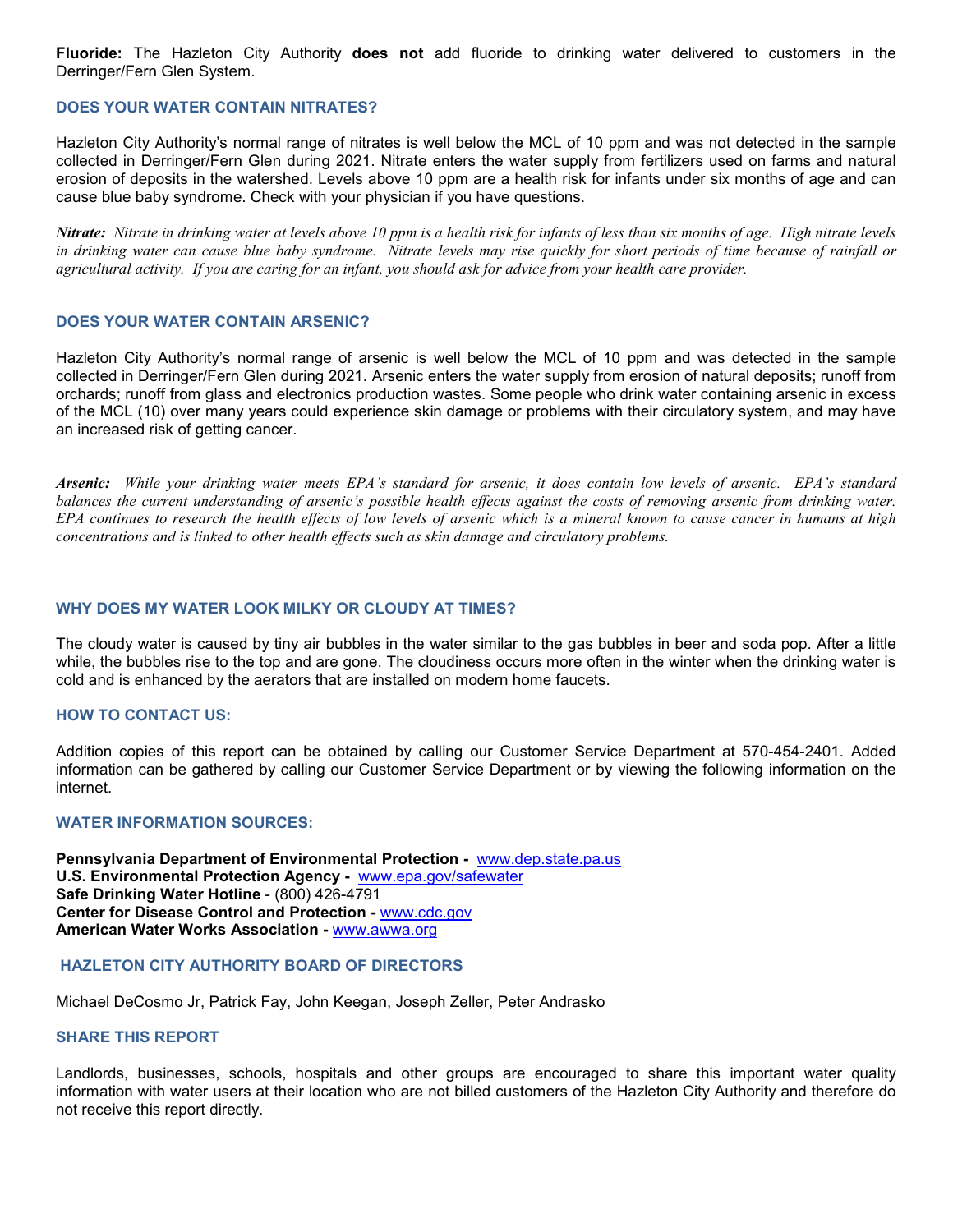**Fluoride:** The Hazleton City Authority **does not** add fluoride to drinking water delivered to customers in the Derringer/Fern Glen System.

## DOES YOUR WATER CONTAIN NITRATES?

Hazleton City Authority's normal range of nitrates is well below the MCL of 10 ppm and was not detected in the sample collected in Derringer/Fern Glen during 2021. Nitrate enters the water supply from fertilizers used on farms and natural erosion of deposits in the watershed. Levels above 10 ppm are a health risk for infants under six months of age and can cause blue baby syndrome. Check with your physician if you have questions.

***Nitrate:*** *Nitrate in drinking water at levels above 10 ppm is a health risk for infants of less than six months of age. High nitrate levels in drinking water can cause blue baby syndrome. Nitrate levels may rise quickly for short periods of time because of rainfall or agricultural activity. If you are caring for an infant, you should ask for advice from your health care provider.*

## DOES YOUR WATER CONTAIN ARSENIC?

Hazleton City Authority's normal range of arsenic is well below the MCL of 10 ppm and was detected in the sample collected in Derringer/Fern Glen during 2021. Arsenic enters the water supply from erosion of natural deposits; runoff from orchards; runoff from glass and electronics production wastes. Some people who drink water containing arsenic in excess of the MCL (10) over many years could experience skin damage or problems with their circulatory system, and may have an increased risk of getting cancer.

***Arsenic:*** *While your drinking water meets EPA's standard for arsenic, it does contain low levels of arsenic. EPA's standard balances the current understanding of arsenic's possible health effects against the costs of removing arsenic from drinking water. EPA continues to research the health effects of low levels of arsenic which is a mineral known to cause cancer in humans at high concentrations and is linked to other health effects such as skin damage and circulatory problems.*

## WHY DOES MY WATER LOOK MILKY OR CLOUDY AT TIMES?

The cloudy water is caused by tiny air bubbles in the water similar to the gas bubbles in beer and soda pop. After a little while, the bubbles rise to the top and are gone. The cloudiness occurs more often in the winter when the drinking water is cold and is enhanced by the aerators that are installed on modern home faucets.

## HOW TO CONTACT US:

Addition copies of this report can be obtained by calling our Customer Service Department at 570-454-2401. Added information can be gathered by calling our Customer Service Department or by viewing the following information on the internet.

## WATER INFORMATION SOURCES:

**Pennsylvania Department of Environmental Protection -** www.dep.state.pa.us
**U.S. Environmental Protection Agency -** www.epa.gov/safewater
**Safe Drinking Water Hotline** - (800) 426-4791
**Center for Disease Control and Protection -** www.cdc.gov
**American Water Works Association -** www.awwa.org

## HAZLETON CITY AUTHORITY BOARD OF DIRECTORS

Michael DeCosmo Jr, Patrick Fay, John Keegan, Joseph Zeller, Peter Andrasko

## SHARE THIS REPORT

Landlords, businesses, schools, hospitals and other groups are encouraged to share this important water quality information with water users at their location who are not billed customers of the Hazleton City Authority and therefore do not receive this report directly.